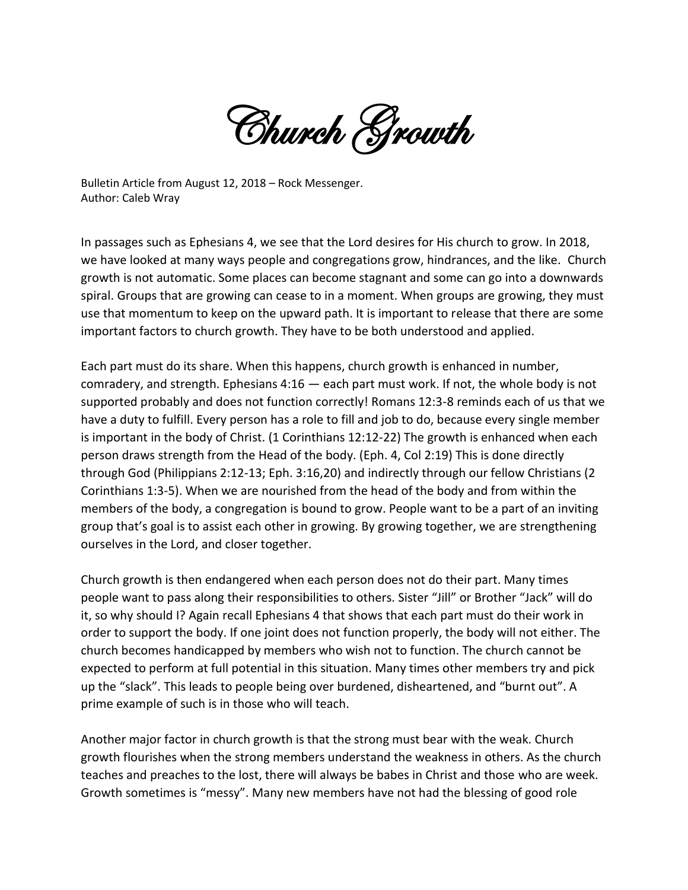# Church Growth

Bulletin Article from August 12, 2018 – Rock Messenger.
Author: Caleb Wray

In passages such as Ephesians 4, we see that the Lord desires for His church to grow. In 2018, we have looked at many ways people and congregations grow, hindrances, and the like. Church growth is not automatic. Some places can become stagnant and some can go into a downwards spiral. Groups that are growing can cease to in a moment. When groups are growing, they must use that momentum to keep on the upward path. It is important to release that there are some important factors to church growth. They have to be both understood and applied.

Each part must do its share. When this happens, church growth is enhanced in number, comradery, and strength. Ephesians 4:16 — each part must work. If not, the whole body is not supported probably and does not function correctly! Romans 12:3-8 reminds each of us that we have a duty to fulfill. Every person has a role to fill and job to do, because every single member is important in the body of Christ. (1 Corinthians 12:12-22) The growth is enhanced when each person draws strength from the Head of the body. (Eph. 4, Col 2:19) This is done directly through God (Philippians 2:12-13; Eph. 3:16,20) and indirectly through our fellow Christians (2 Corinthians 1:3-5). When we are nourished from the head of the body and from within the members of the body, a congregation is bound to grow. People want to be a part of an inviting group that's goal is to assist each other in growing. By growing together, we are strengthening ourselves in the Lord, and closer together.

Church growth is then endangered when each person does not do their part. Many times people want to pass along their responsibilities to others. Sister "Jill" or Brother "Jack" will do it, so why should I? Again recall Ephesians 4 that shows that each part must do their work in order to support the body. If one joint does not function properly, the body will not either. The church becomes handicapped by members who wish not to function. The church cannot be expected to perform at full potential in this situation. Many times other members try and pick up the "slack". This leads to people being over burdened, disheartened, and "burnt out". A prime example of such is in those who will teach.

Another major factor in church growth is that the strong must bear with the weak. Church growth flourishes when the strong members understand the weakness in others. As the church teaches and preaches to the lost, there will always be babes in Christ and those who are week. Growth sometimes is "messy". Many new members have not had the blessing of good role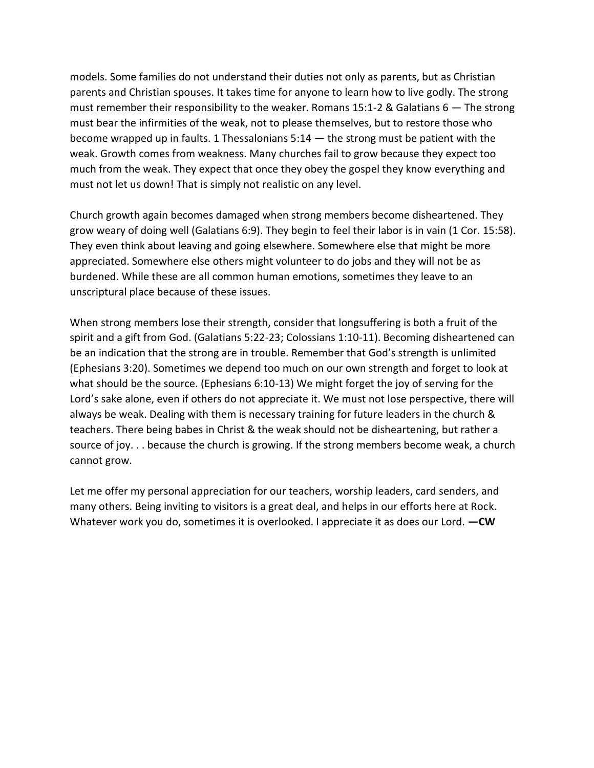models. Some families do not understand their duties not only as parents, but as Christian parents and Christian spouses. It takes time for anyone to learn how to live godly. The strong must remember their responsibility to the weaker. Romans 15:1-2 & Galatians 6 — The strong must bear the infirmities of the weak, not to please themselves, but to restore those who become wrapped up in faults. 1 Thessalonians 5:14 — the strong must be patient with the weak. Growth comes from weakness. Many churches fail to grow because they expect too much from the weak. They expect that once they obey the gospel they know everything and must not let us down! That is simply not realistic on any level.

Church growth again becomes damaged when strong members become disheartened. They grow weary of doing well (Galatians 6:9). They begin to feel their labor is in vain (1 Cor. 15:58). They even think about leaving and going elsewhere. Somewhere else that might be more appreciated. Somewhere else others might volunteer to do jobs and they will not be as burdened. While these are all common human emotions, sometimes they leave to an unscriptural place because of these issues.

When strong members lose their strength, consider that longsuffering is both a fruit of the spirit and a gift from God. (Galatians 5:22-23; Colossians 1:10-11). Becoming disheartened can be an indication that the strong are in trouble. Remember that God's strength is unlimited (Ephesians 3:20). Sometimes we depend too much on our own strength and forget to look at what should be the source. (Ephesians 6:10-13) We might forget the joy of serving for the Lord's sake alone, even if others do not appreciate it. We must not lose perspective, there will always be weak. Dealing with them is necessary training for future leaders in the church & teachers. There being babes in Christ & the weak should not be disheartening, but rather a source of joy. . . because the church is growing. If the strong members become weak, a church cannot grow.

Let me offer my personal appreciation for our teachers, worship leaders, card senders, and many others. Being inviting to visitors is a great deal, and helps in our efforts here at Rock. Whatever work you do, sometimes it is overlooked. I appreciate it as does our Lord. **—CW**